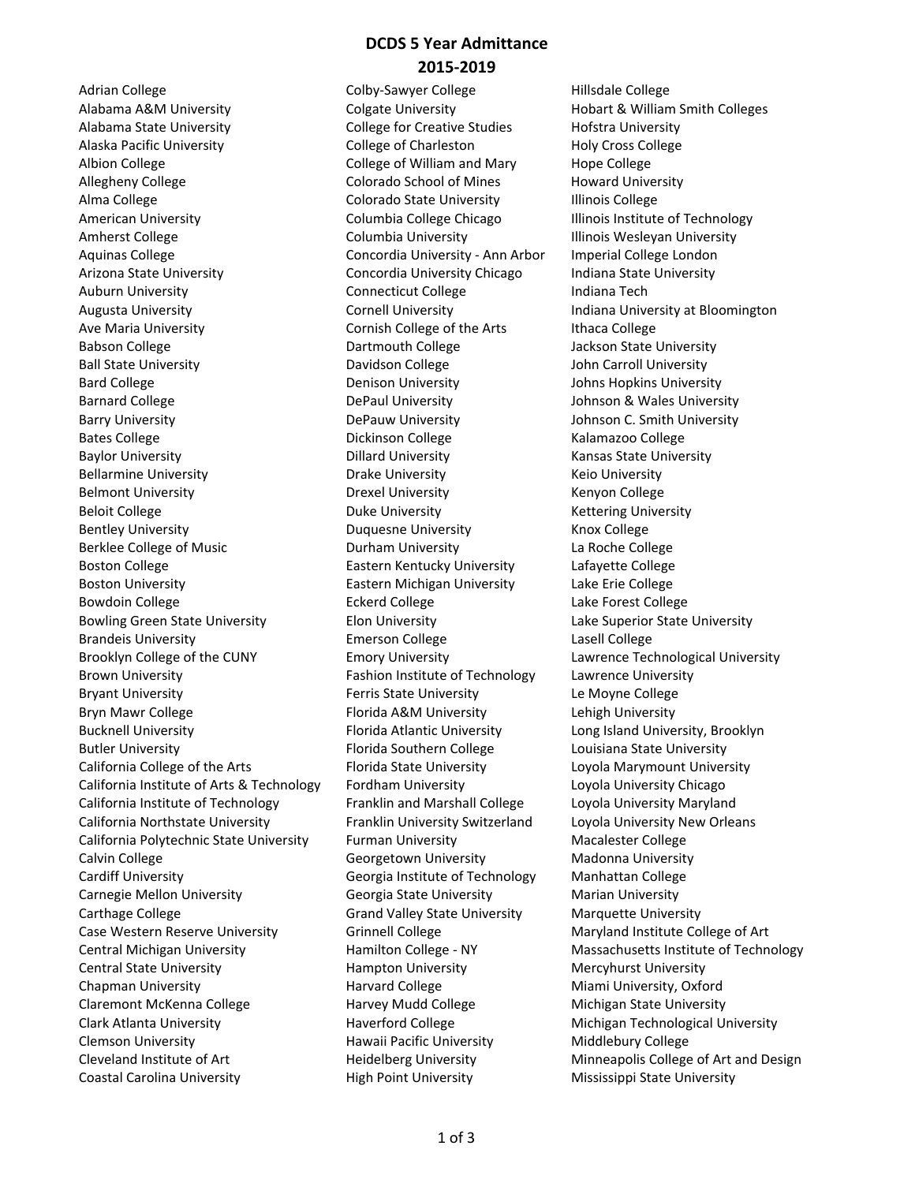# DCDS 5 Year Admittance
## 2015-2019

Adrian College
Alabama A&M University
Alabama State University
Alaska Pacific University
Albion College
Allegheny College
Alma College
American University
Amherst College
Aquinas College
Arizona State University
Auburn University
Augusta University
Ave Maria University
Babson College
Ball State University
Bard College
Barnard College
Barry University
Bates College
Baylor University
Bellarmine University
Belmont University
Beloit College
Bentley University
Berklee College of Music
Boston College
Boston University
Bowdoin College
Bowling Green State University
Brandeis University
Brooklyn College of the CUNY
Brown University
Bryant University
Bryn Mawr College
Bucknell University
Butler University
California College of the Arts
California Institute of Arts & Technology
California Institute of Technology
California Northstate University
California Polytechnic State University
Calvin College
Cardiff University
Carnegie Mellon University
Carthage College
Case Western Reserve University
Central Michigan University
Central State University
Chapman University
Claremont McKenna College
Clark Atlanta University
Clemson University
Cleveland Institute of Art
Coastal Carolina University
Colby-Sawyer College
Colgate University
College for Creative Studies
College of Charleston
College of William and Mary
Colorado School of Mines
Colorado State University
Columbia College Chicago
Columbia University
Concordia University - Ann Arbor
Concordia University Chicago
Connecticut College
Cornell University
Cornish College of the Arts
Dartmouth College
Davidson College
Denison University
DePaul University
DePauw University
Dickinson College
Dillard University
Drake University
Drexel University
Duke University
Duquesne University
Durham University
Eastern Kentucky University
Eastern Michigan University
Eckerd College
Elon University
Emerson College
Emory University
Fashion Institute of Technology
Ferris State University
Florida A&M University
Florida Atlantic University
Florida Southern College
Florida State University
Fordham University
Franklin and Marshall College
Franklin University Switzerland
Furman University
Georgetown University
Georgia Institute of Technology
Georgia State University
Grand Valley State University
Grinnell College
Hamilton College - NY
Hampton University
Harvard College
Harvey Mudd College
Haverford College
Hawaii Pacific University
Heidelberg University
High Point University
Hillsdale College
Hobart & William Smith Colleges
Hofstra University
Holy Cross College
Hope College
Howard University
Illinois College
Illinois Institute of Technology
Illinois Wesleyan University
Imperial College London
Indiana State University
Indiana Tech
Indiana University at Bloomington
Ithaca College
Jackson State University
John Carroll University
Johns Hopkins University
Johnson & Wales University
Johnson C. Smith University
Kalamazoo College
Kansas State University
Keio University
Kenyon College
Kettering University
Knox College
La Roche College
Lafayette College
Lake Erie College
Lake Forest College
Lake Superior State University
Lasell College
Lawrence Technological University
Lawrence University
Le Moyne College
Lehigh University
Long Island University, Brooklyn
Louisiana State University
Loyola Marymount University
Loyola University Chicago
Loyola University Maryland
Loyola University New Orleans
Macalester College
Madonna University
Manhattan College
Marian University
Marquette University
Maryland Institute College of Art
Massachusetts Institute of Technology
Mercyhurst University
Miami University, Oxford
Michigan State University
Michigan Technological University
Middlebury College
Minneapolis College of Art and Design
Mississippi State University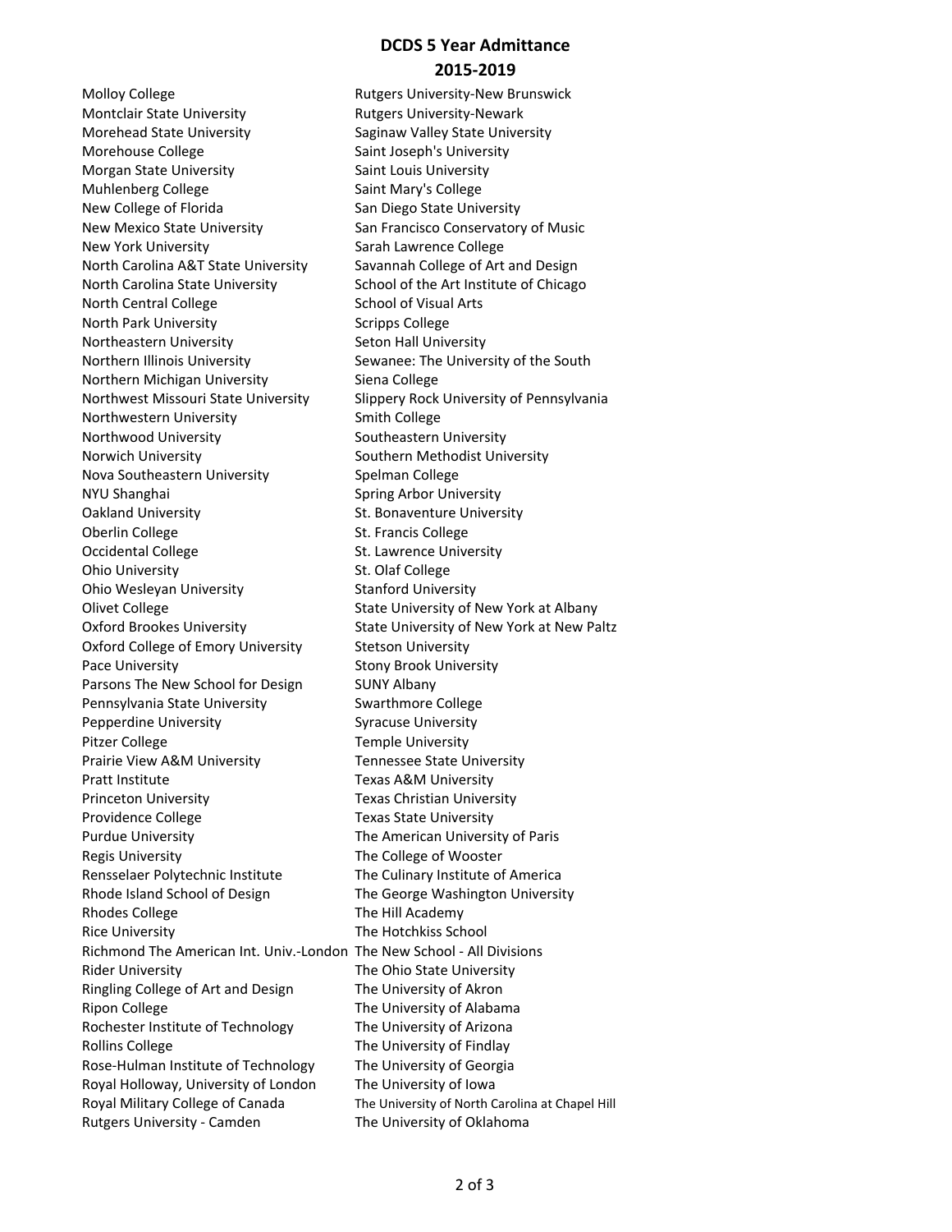# DCDS 5 Year Admittance
## 2015-2019

Molloy College
Montclair State University
Morehead State University
Morehouse College
Morgan State University
Muhlenberg College
New College of Florida
New Mexico State University
New York University
North Carolina A&T State University
North Carolina State University
North Central College
North Park University
Northeastern University
Northern Illinois University
Northern Michigan University
Northwest Missouri State University
Northwestern University
Northwood University
Norwich University
Nova Southeastern University
NYU Shanghai
Oakland University
Oberlin College
Occidental College
Ohio University
Ohio Wesleyan University
Olivet College
Oxford Brookes University
Oxford College of Emory University
Pace University
Parsons The New School for Design
Pennsylvania State University
Pepperdine University
Pitzer College
Prairie View A&M University
Pratt Institute
Princeton University
Providence College
Purdue University
Regis University
Rensselaer Polytechnic Institute
Rhode Island School of Design
Rhodes College
Rice University
Richmond The American Int. Univ.-London
Rider University
Ringling College of Art and Design
Ripon College
Rochester Institute of Technology
Rollins College
Rose-Hulman Institute of Technology
Royal Holloway, University of London
Royal Military College of Canada
Rutgers University - Camden
Rutgers University-New Brunswick
Rutgers University-Newark
Saginaw Valley State University
Saint Joseph's University
Saint Louis University
Saint Mary's College
San Diego State University
San Francisco Conservatory of Music
Sarah Lawrence College
Savannah College of Art and Design
School of the Art Institute of Chicago
School of Visual Arts
Scripps College
Seton Hall University
Sewanee: The University of the South
Siena College
Slippery Rock University of Pennsylvania
Smith College
Southeastern University
Southern Methodist University
Spelman College
Spring Arbor University
St. Bonaventure University
St. Francis College
St. Lawrence University
St. Olaf College
Stanford University
State University of New York at Albany
State University of New York at New Paltz
Stetson University
Stony Brook University
SUNY Albany
Swarthmore College
Syracuse University
Temple University
Tennessee State University
Texas A&M University
Texas Christian University
Texas State University
The American University of Paris
The College of Wooster
The Culinary Institute of America
The George Washington University
The Hill Academy
The Hotchkiss School
The New School - All Divisions
The Ohio State University
The University of Akron
The University of Alabama
The University of Arizona
The University of Findlay
The University of Georgia
The University of Iowa
The University of North Carolina at Chapel Hill
The University of Oklahoma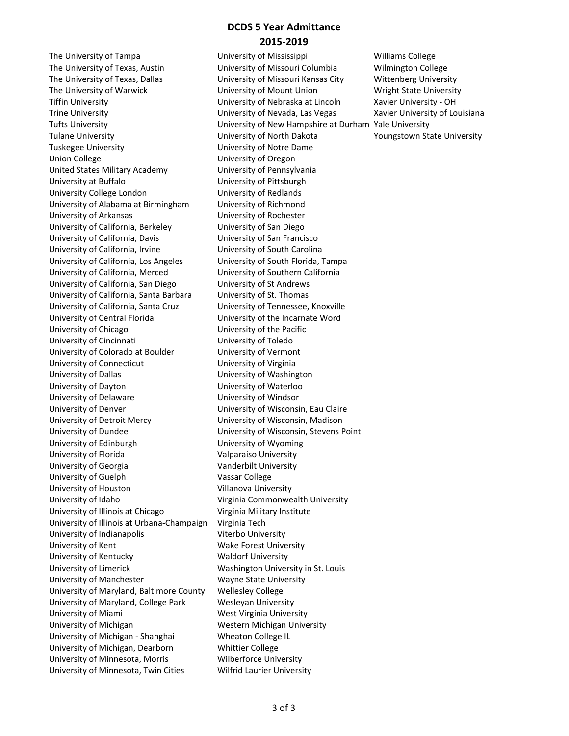# DCDS 5 Year Admittance
## 2015-2019

The University of Tampa
The University of Texas, Austin
The University of Texas, Dallas
The University of Warwick
Tiffin University
Trine University
Tufts University
Tulane University
Tuskegee University
Union College
United States Military Academy
University at Buffalo
University College London
University of Alabama at Birmingham
University of Arkansas
University of California, Berkeley
University of California, Davis
University of California, Irvine
University of California, Los Angeles
University of California, Merced
University of California, San Diego
University of California, Santa Barbara
University of California, Santa Cruz
University of Central Florida
University of Chicago
University of Cincinnati
University of Colorado at Boulder
University of Connecticut
University of Dallas
University of Dayton
University of Delaware
University of Denver
University of Detroit Mercy
University of Dundee
University of Edinburgh
University of Florida
University of Georgia
University of Guelph
University of Houston
University of Idaho
University of Illinois at Chicago
University of Illinois at Urbana-Champaign
University of Indianapolis
University of Kent
University of Kentucky
University of Limerick
University of Manchester
University of Maryland, Baltimore County
University of Maryland, College Park
University of Miami
University of Michigan
University of Michigan - Shanghai
University of Michigan, Dearborn
University of Minnesota, Morris
University of Minnesota, Twin Cities
University of Mississippi
University of Missouri Columbia
University of Missouri Kansas City
University of Mount Union
University of Nebraska at Lincoln
University of Nevada, Las Vegas
University of New Hampshire at Durham
University of North Dakota
University of Notre Dame
University of Oregon
University of Pennsylvania
University of Pittsburgh
University of Redlands
University of Richmond
University of Rochester
University of San Diego
University of San Francisco
University of South Carolina
University of South Florida, Tampa
University of Southern California
University of St Andrews
University of St. Thomas
University of Tennessee, Knoxville
University of the Incarnate Word
University of the Pacific
University of Toledo
University of Vermont
University of Virginia
University of Washington
University of Waterloo
University of Windsor
University of Wisconsin, Eau Claire
University of Wisconsin, Madison
University of Wisconsin, Stevens Point
University of Wyoming
Valparaiso University
Vanderbilt University
Vassar College
Villanova University
Virginia Commonwealth University
Virginia Military Institute
Virginia Tech
Viterbo University
Wake Forest University
Waldorf University
Washington University in St. Louis
Wayne State University
Wellesley College
Wesleyan University
West Virginia University
Western Michigan University
Wheaton College IL
Whittier College
Wilberforce University
Wilfrid Laurier University
Williams College
Wilmington College
Wittenberg University
Wright State University
Xavier University - OH
Xavier University of Louisiana
Yale University
Youngstown State University